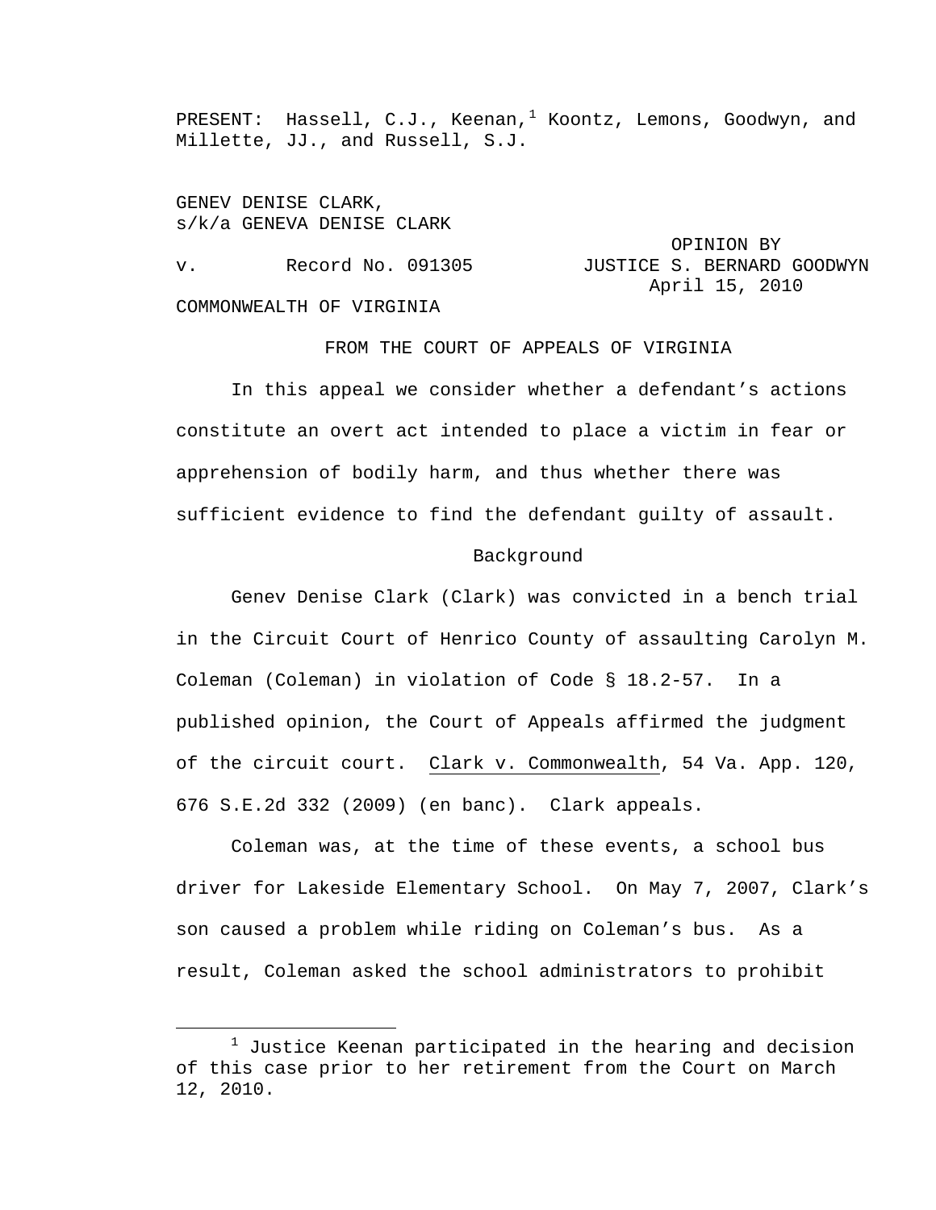PRESENT: Hassell, C.J., Keenan,[1] Koontz, Lemons, Goodwyn, and Millette, JJ., and Russell, S.J.

GENEV DENISE CLARK,
s/k/a GENEVA DENISE CLARK

v. Record No. 091305

OPINION BY
JUSTICE S. BERNARD GOODWYN
April 15, 2010

COMMONWEALTH OF VIRGINIA

FROM THE COURT OF APPEALS OF VIRGINIA

In this appeal we consider whether a defendant's actions constitute an overt act intended to place a victim in fear or apprehension of bodily harm, and thus whether there was sufficient evidence to find the defendant guilty of assault.

Background

Genev Denise Clark (Clark) was convicted in a bench trial in the Circuit Court of Henrico County of assaulting Carolyn M. Coleman (Coleman) in violation of Code § 18.2-57. In a published opinion, the Court of Appeals affirmed the judgment of the circuit court. Clark v. Commonwealth, 54 Va. App. 120, 676 S.E.2d 332 (2009) (en banc). Clark appeals.

Coleman was, at the time of these events, a school bus driver for Lakeside Elementary School. On May 7, 2007, Clark's son caused a problem while riding on Coleman's bus. As a result, Coleman asked the school administrators to prohibit

---

[1] Justice Keenan participated in the hearing and decision of this case prior to her retirement from the Court on March 12, 2010.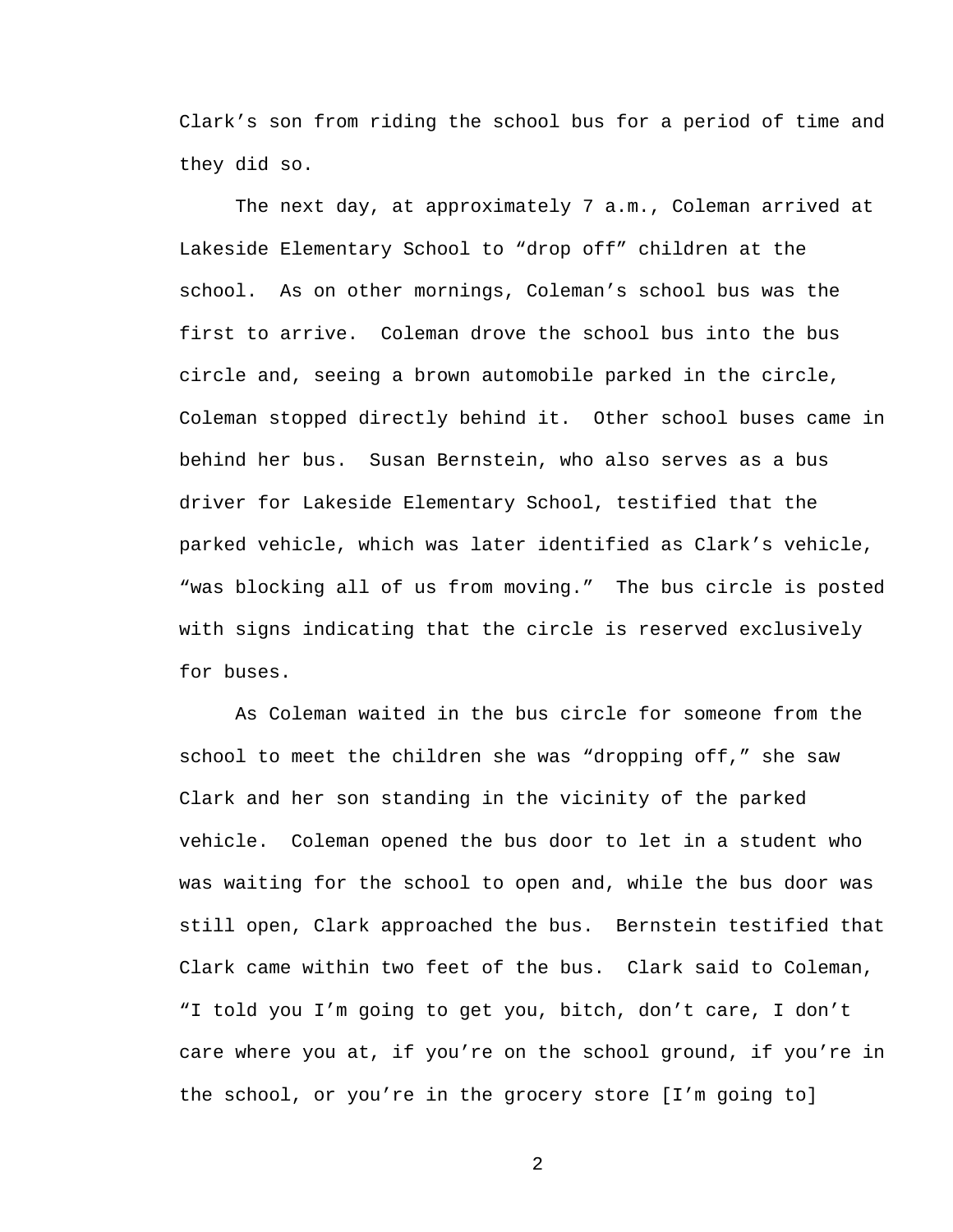Clark’s son from riding the school bus for a period of time and they did so.

The next day, at approximately 7 a.m., Coleman arrived at Lakeside Elementary School to “drop off” children at the school. As on other mornings, Coleman’s school bus was the first to arrive. Coleman drove the school bus into the bus circle and, seeing a brown automobile parked in the circle, Coleman stopped directly behind it. Other school buses came in behind her bus. Susan Bernstein, who also serves as a bus driver for Lakeside Elementary School, testified that the parked vehicle, which was later identified as Clark’s vehicle, “was blocking all of us from moving.” The bus circle is posted with signs indicating that the circle is reserved exclusively for buses.

As Coleman waited in the bus circle for someone from the school to meet the children she was “dropping off,” she saw Clark and her son standing in the vicinity of the parked vehicle. Coleman opened the bus door to let in a student who was waiting for the school to open and, while the bus door was still open, Clark approached the bus. Bernstein testified that Clark came within two feet of the bus. Clark said to Coleman, “I told you I’m going to get you, bitch, don’t care, I don’t care where you at, if you’re on the school ground, if you’re in the school, or you’re in the grocery store [I’m going to]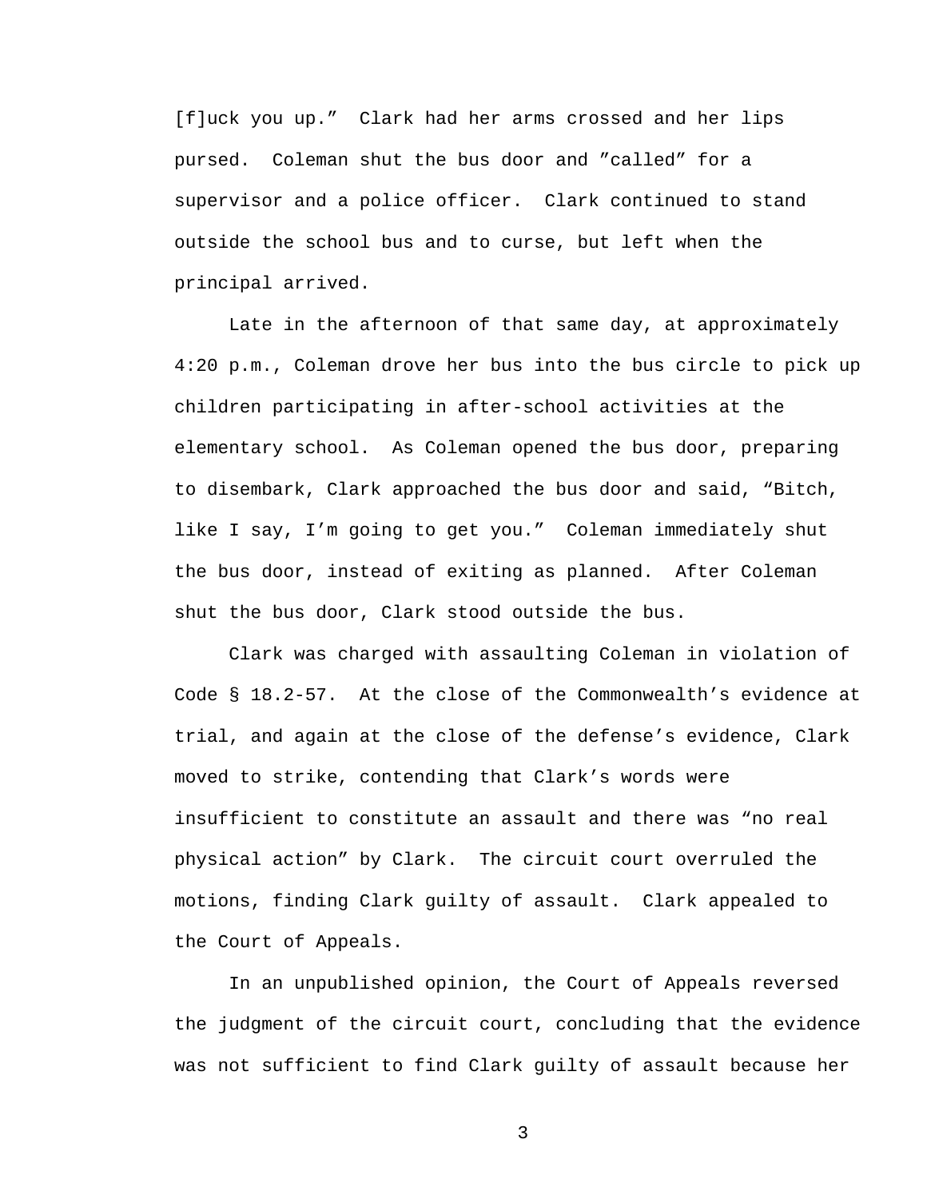[f]uck you up." Clark had her arms crossed and her lips pursed. Coleman shut the bus door and "called" for a supervisor and a police officer. Clark continued to stand outside the school bus and to curse, but left when the principal arrived.

Late in the afternoon of that same day, at approximately 4:20 p.m., Coleman drove her bus into the bus circle to pick up children participating in after-school activities at the elementary school. As Coleman opened the bus door, preparing to disembark, Clark approached the bus door and said, "Bitch, like I say, I'm going to get you." Coleman immediately shut the bus door, instead of exiting as planned. After Coleman shut the bus door, Clark stood outside the bus.

Clark was charged with assaulting Coleman in violation of Code § 18.2-57. At the close of the Commonwealth's evidence at trial, and again at the close of the defense's evidence, Clark moved to strike, contending that Clark's words were insufficient to constitute an assault and there was "no real physical action" by Clark. The circuit court overruled the motions, finding Clark guilty of assault. Clark appealed to the Court of Appeals.

In an unpublished opinion, the Court of Appeals reversed the judgment of the circuit court, concluding that the evidence was not sufficient to find Clark guilty of assault because her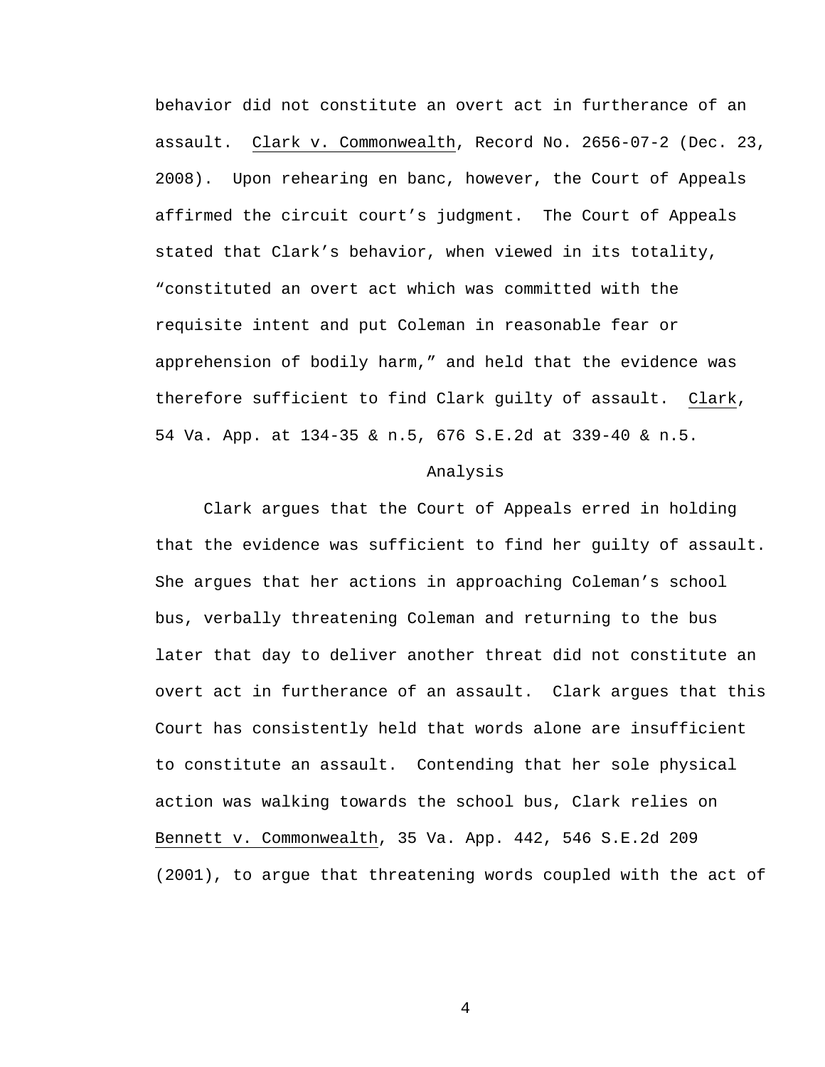behavior did not constitute an overt act in furtherance of an assault. Clark v. Commonwealth, Record No. 2656-07-2 (Dec. 23, 2008). Upon rehearing en banc, however, the Court of Appeals affirmed the circuit court's judgment. The Court of Appeals stated that Clark's behavior, when viewed in its totality, "constituted an overt act which was committed with the requisite intent and put Coleman in reasonable fear or apprehension of bodily harm," and held that the evidence was therefore sufficient to find Clark guilty of assault. Clark, 54 Va. App. at 134-35 & n.5, 676 S.E.2d at 339-40 & n.5.

## Analysis

Clark argues that the Court of Appeals erred in holding that the evidence was sufficient to find her guilty of assault. She argues that her actions in approaching Coleman's school bus, verbally threatening Coleman and returning to the bus later that day to deliver another threat did not constitute an overt act in furtherance of an assault. Clark argues that this Court has consistently held that words alone are insufficient to constitute an assault. Contending that her sole physical action was walking towards the school bus, Clark relies on Bennett v. Commonwealth, 35 Va. App. 442, 546 S.E.2d 209 (2001), to argue that threatening words coupled with the act of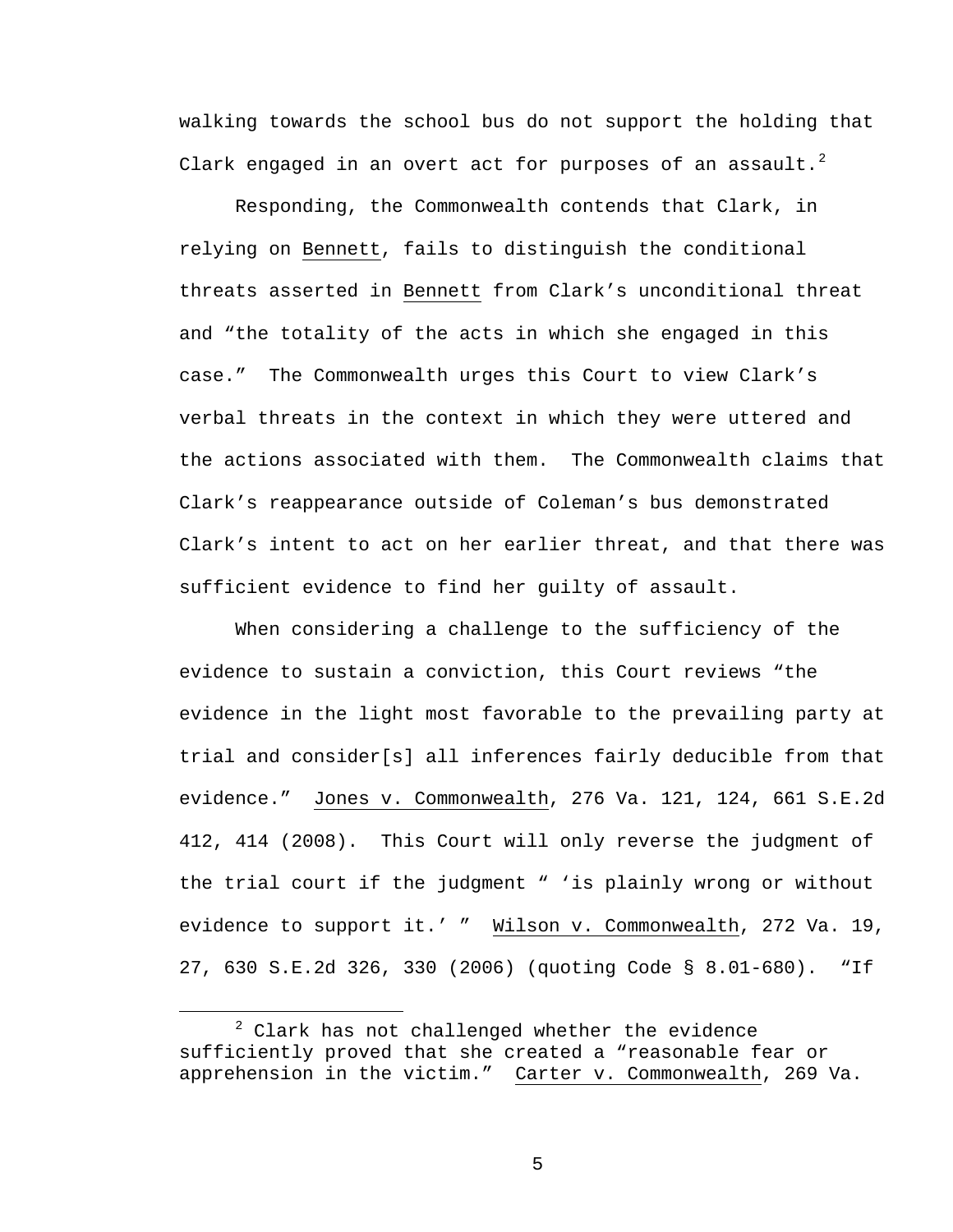walking towards the school bus do not support the holding that Clark engaged in an overt act for purposes of an assault.[2]

Responding, the Commonwealth contends that Clark, in relying on Bennett, fails to distinguish the conditional threats asserted in Bennett from Clark's unconditional threat and "the totality of the acts in which she engaged in this case." The Commonwealth urges this Court to view Clark's verbal threats in the context in which they were uttered and the actions associated with them. The Commonwealth claims that Clark's reappearance outside of Coleman's bus demonstrated Clark's intent to act on her earlier threat, and that there was sufficient evidence to find her guilty of assault.

When considering a challenge to the sufficiency of the evidence to sustain a conviction, this Court reviews "the evidence in the light most favorable to the prevailing party at trial and consider[s] all inferences fairly deducible from that evidence." Jones v. Commonwealth, 276 Va. 121, 124, 661 S.E.2d 412, 414 (2008). This Court will only reverse the judgment of the trial court if the judgment " 'is plainly wrong or without evidence to support it.' " Wilson v. Commonwealth, 272 Va. 19, 27, 630 S.E.2d 326, 330 (2006) (quoting Code § 8.01-680). "If

[2] Clark has not challenged whether the evidence sufficiently proved that she created a "reasonable fear or apprehension in the victim." Carter v. Commonwealth, 269 Va.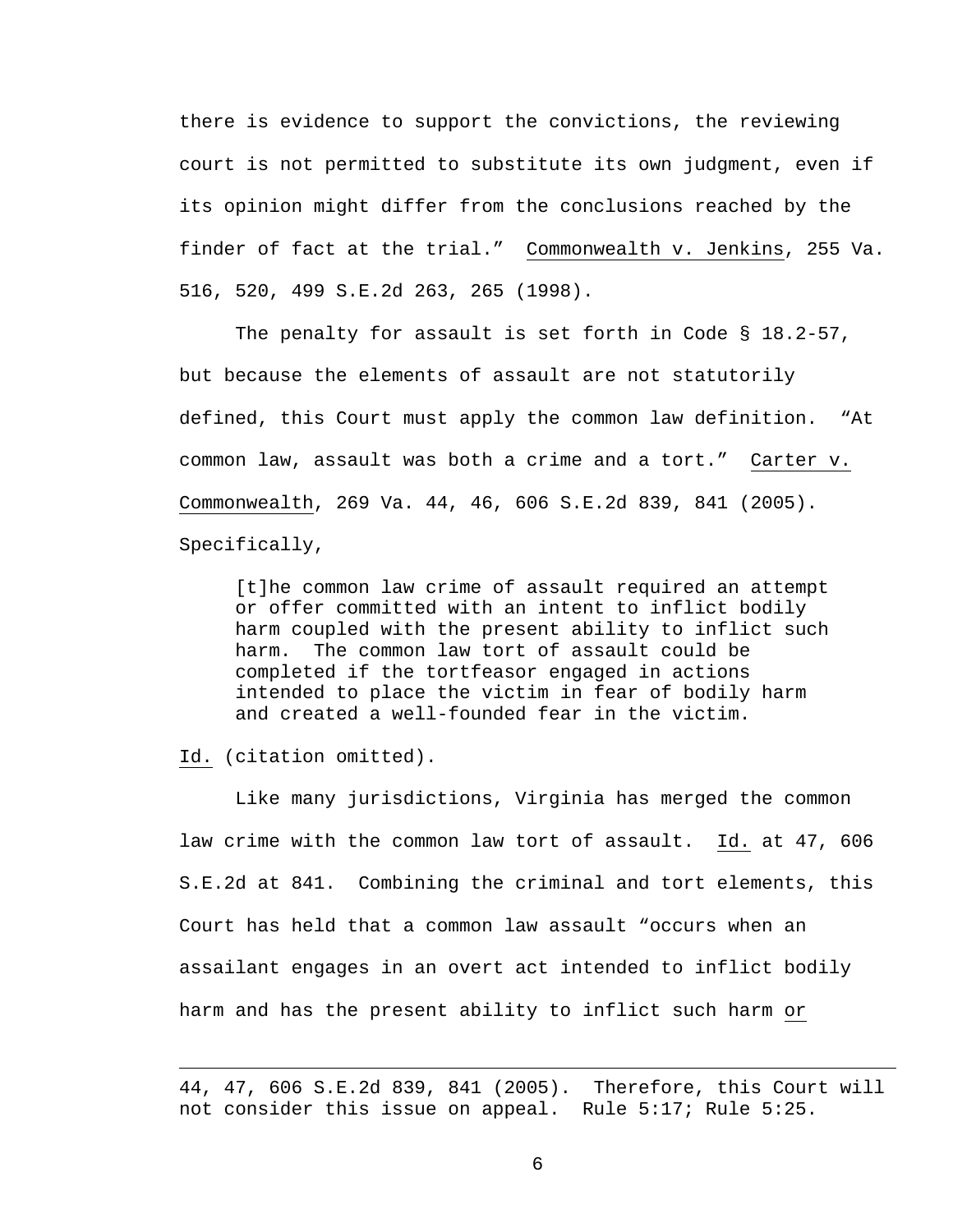there is evidence to support the convictions, the reviewing court is not permitted to substitute its own judgment, even if its opinion might differ from the conclusions reached by the finder of fact at the trial." Commonwealth v. Jenkins, 255 Va. 516, 520, 499 S.E.2d 263, 265 (1998).

The penalty for assault is set forth in Code § 18.2-57, but because the elements of assault are not statutorily defined, this Court must apply the common law definition. "At common law, assault was both a crime and a tort." Carter v. Commonwealth, 269 Va. 44, 46, 606 S.E.2d 839, 841 (2005). Specifically,

> [t]he common law crime of assault required an attempt or offer committed with an intent to inflict bodily harm coupled with the present ability to inflict such harm. The common law tort of assault could be completed if the tortfeasor engaged in actions intended to place the victim in fear of bodily harm and created a well-founded fear in the victim.

Id. (citation omitted).

Like many jurisdictions, Virginia has merged the common law crime with the common law tort of assault. Id. at 47, 606 S.E.2d at 841. Combining the criminal and tort elements, this Court has held that a common law assault "occurs when an assailant engages in an overt act intended to inflict bodily harm and has the present ability to inflict such harm or

---

44, 47, 606 S.E.2d 839, 841 (2005). Therefore, this Court will not consider this issue on appeal. Rule 5:17; Rule 5:25.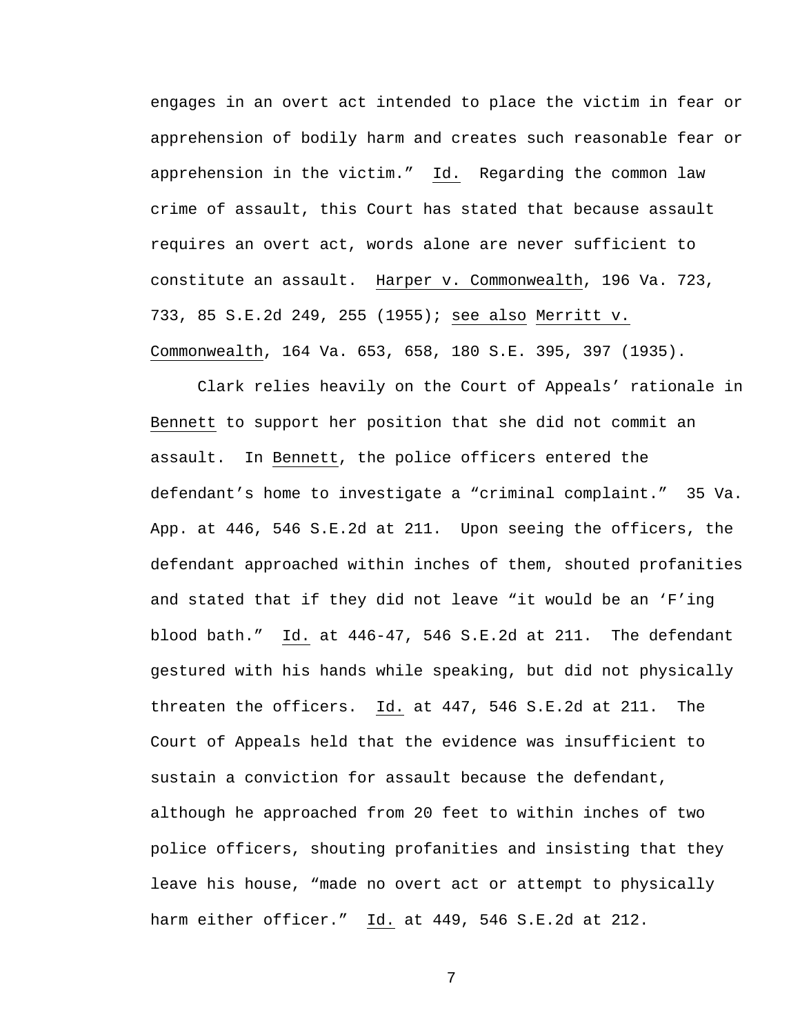engages in an overt act intended to place the victim in fear or apprehension of bodily harm and creates such reasonable fear or apprehension in the victim." Id. Regarding the common law crime of assault, this Court has stated that because assault requires an overt act, words alone are never sufficient to constitute an assault. Harper v. Commonwealth, 196 Va. 723, 733, 85 S.E.2d 249, 255 (1955); see also Merritt v. Commonwealth, 164 Va. 653, 658, 180 S.E. 395, 397 (1935).

Clark relies heavily on the Court of Appeals' rationale in Bennett to support her position that she did not commit an assault. In Bennett, the police officers entered the defendant's home to investigate a "criminal complaint." 35 Va. App. at 446, 546 S.E.2d at 211. Upon seeing the officers, the defendant approached within inches of them, shouted profanities and stated that if they did not leave "it would be an 'F'ing blood bath." Id. at 446-47, 546 S.E.2d at 211. The defendant gestured with his hands while speaking, but did not physically threaten the officers. Id. at 447, 546 S.E.2d at 211. The Court of Appeals held that the evidence was insufficient to sustain a conviction for assault because the defendant, although he approached from 20 feet to within inches of two police officers, shouting profanities and insisting that they leave his house, "made no overt act or attempt to physically harm either officer." Id. at 449, 546 S.E.2d at 212.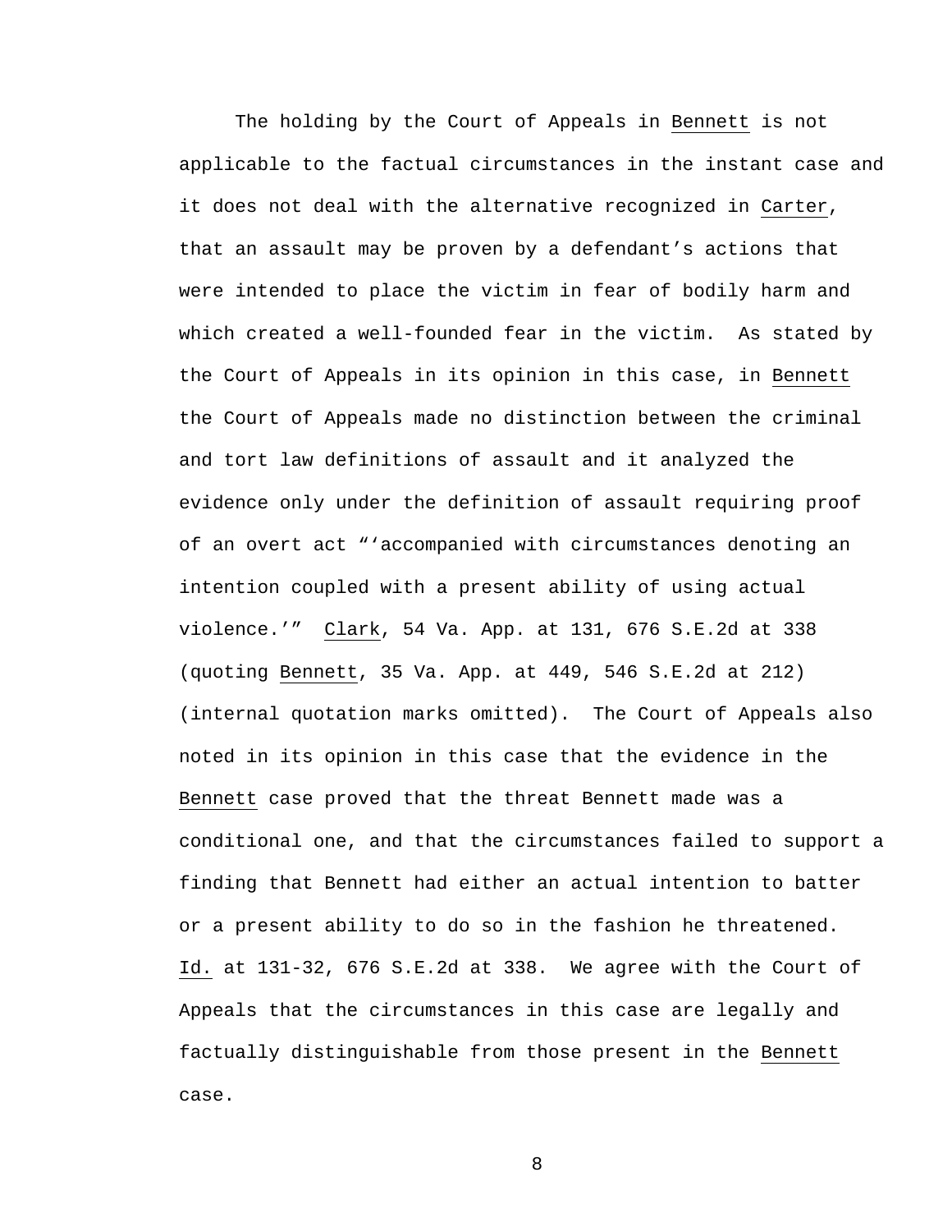The holding by the Court of Appeals in Bennett is not applicable to the factual circumstances in the instant case and it does not deal with the alternative recognized in Carter, that an assault may be proven by a defendant's actions that were intended to place the victim in fear of bodily harm and which created a well-founded fear in the victim. As stated by the Court of Appeals in its opinion in this case, in Bennett the Court of Appeals made no distinction between the criminal and tort law definitions of assault and it analyzed the evidence only under the definition of assault requiring proof of an overt act "'accompanied with circumstances denoting an intention coupled with a present ability of using actual violence.'" Clark, 54 Va. App. at 131, 676 S.E.2d at 338 (quoting Bennett, 35 Va. App. at 449, 546 S.E.2d at 212) (internal quotation marks omitted). The Court of Appeals also noted in its opinion in this case that the evidence in the Bennett case proved that the threat Bennett made was a conditional one, and that the circumstances failed to support a finding that Bennett had either an actual intention to batter or a present ability to do so in the fashion he threatened. Id. at 131-32, 676 S.E.2d at 338. We agree with the Court of Appeals that the circumstances in this case are legally and factually distinguishable from those present in the Bennett case.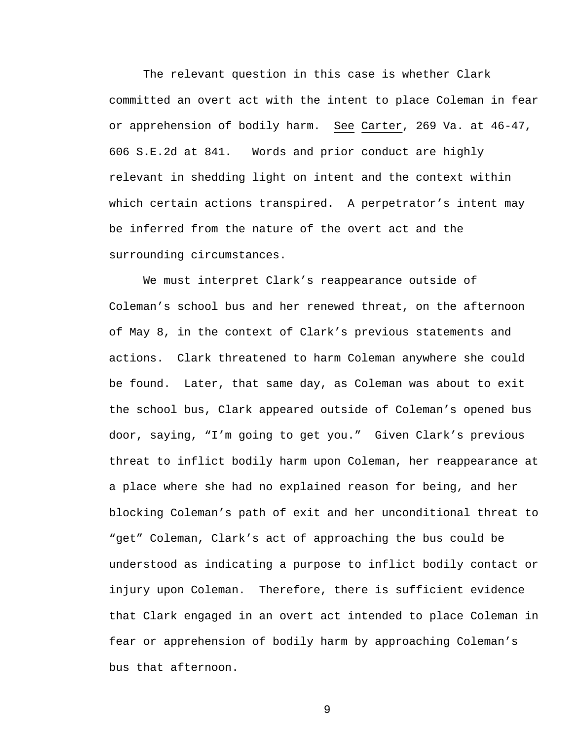The relevant question in this case is whether Clark committed an overt act with the intent to place Coleman in fear or apprehension of bodily harm. See Carter, 269 Va. at 46-47, 606 S.E.2d at 841. Words and prior conduct are highly relevant in shedding light on intent and the context within which certain actions transpired. A perpetrator's intent may be inferred from the nature of the overt act and the surrounding circumstances.

We must interpret Clark's reappearance outside of Coleman's school bus and her renewed threat, on the afternoon of May 8, in the context of Clark's previous statements and actions. Clark threatened to harm Coleman anywhere she could be found. Later, that same day, as Coleman was about to exit the school bus, Clark appeared outside of Coleman's opened bus door, saying, "I'm going to get you." Given Clark's previous threat to inflict bodily harm upon Coleman, her reappearance at a place where she had no explained reason for being, and her blocking Coleman's path of exit and her unconditional threat to "get" Coleman, Clark's act of approaching the bus could be understood as indicating a purpose to inflict bodily contact or injury upon Coleman. Therefore, there is sufficient evidence that Clark engaged in an overt act intended to place Coleman in fear or apprehension of bodily harm by approaching Coleman's bus that afternoon.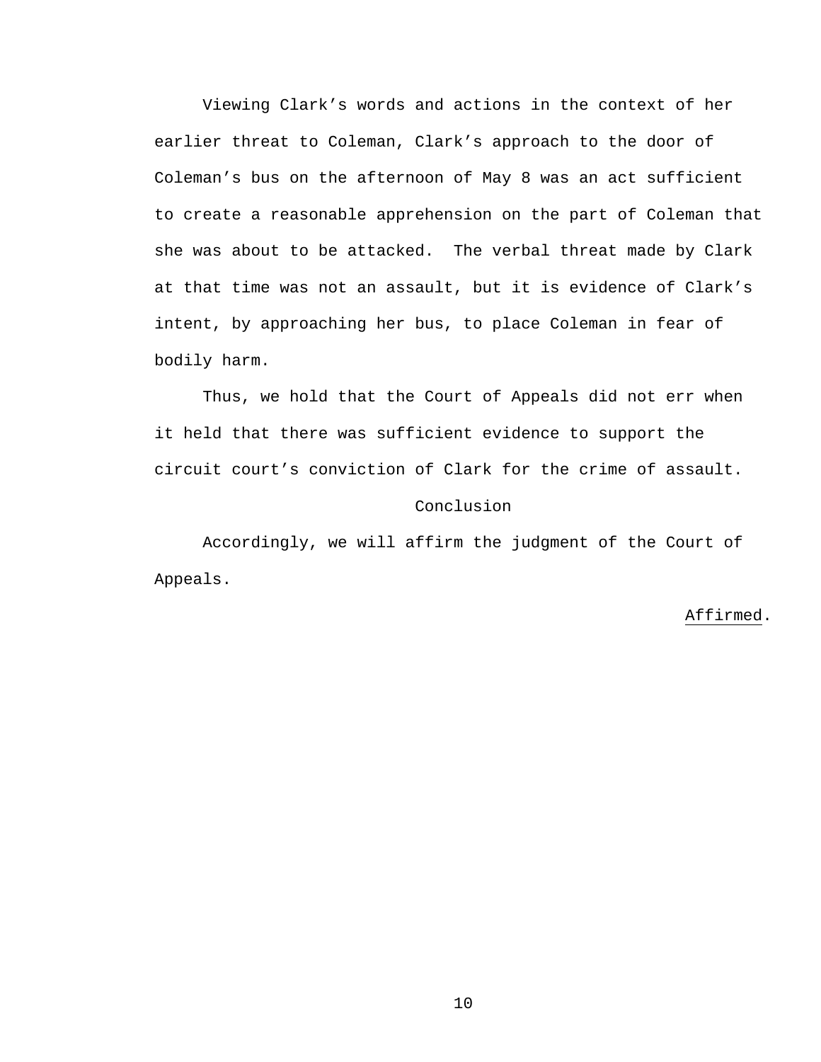Viewing Clark's words and actions in the context of her earlier threat to Coleman, Clark's approach to the door of Coleman's bus on the afternoon of May 8 was an act sufficient to create a reasonable apprehension on the part of Coleman that she was about to be attacked. The verbal threat made by Clark at that time was not an assault, but it is evidence of Clark's intent, by approaching her bus, to place Coleman in fear of bodily harm.

Thus, we hold that the Court of Appeals did not err when it held that there was sufficient evidence to support the circuit court's conviction of Clark for the crime of assault.

## Conclusion

Accordingly, we will affirm the judgment of the Court of Appeals.

Affirmed.